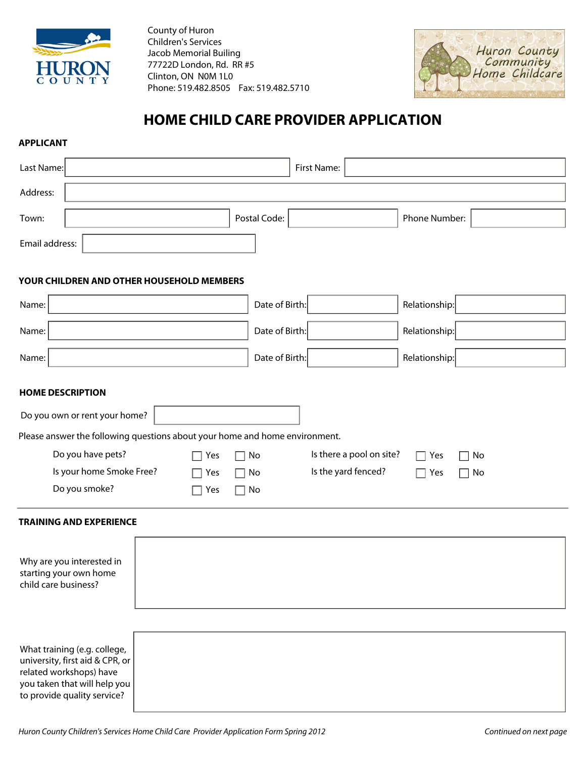County of Huron
Children's Services
Jacob Memorial Builing
77722D London, Rd. RR #5
Clinton, ON N0M 1L0
Phone: 519.482.8505 Fax: 519.482.5710

Huron County Community Home Childcare

# HOME CHILD CARE PROVIDER APPLICATION

## APPLICANT

Last Name: ____________________ First Name: ____________________

Address: ________________________________________

Town: ____________________ Postal Code: ____________ Phone Number: ____________

Email address: ____________________

## YOUR CHILDREN AND OTHER HOUSEHOLD MEMBERS

Name: ____________________ Date of Birth: ____________ Relationship: ____________

Name: ____________________ Date of Birth: ____________ Relationship: ____________

Name: ____________________ Date of Birth: ____________ Relationship: ____________

## HOME DESCRIPTION

Do you own or rent your home? ____________________

Please answer the following questions about your home and home environment.

Do you have pets? ☐ Yes ☐ No

Is your home Smoke Free? ☐ Yes ☐ No

Do you smoke? ☐ Yes ☐ No

Is there a pool on site? ☐ Yes ☐ No

Is the yard fenced? ☐ Yes ☐ No

## TRAINING AND EXPERIENCE

Why are you interested in starting your own home child care business?

________________________________________

What training (e.g. college, university, first aid & CPR, or related workshops) have you taken that will help you to provide quality service?

________________________________________

*Huron County Children's Services Home Child Care Provider Application Form Spring 2012*

*Continued on next page*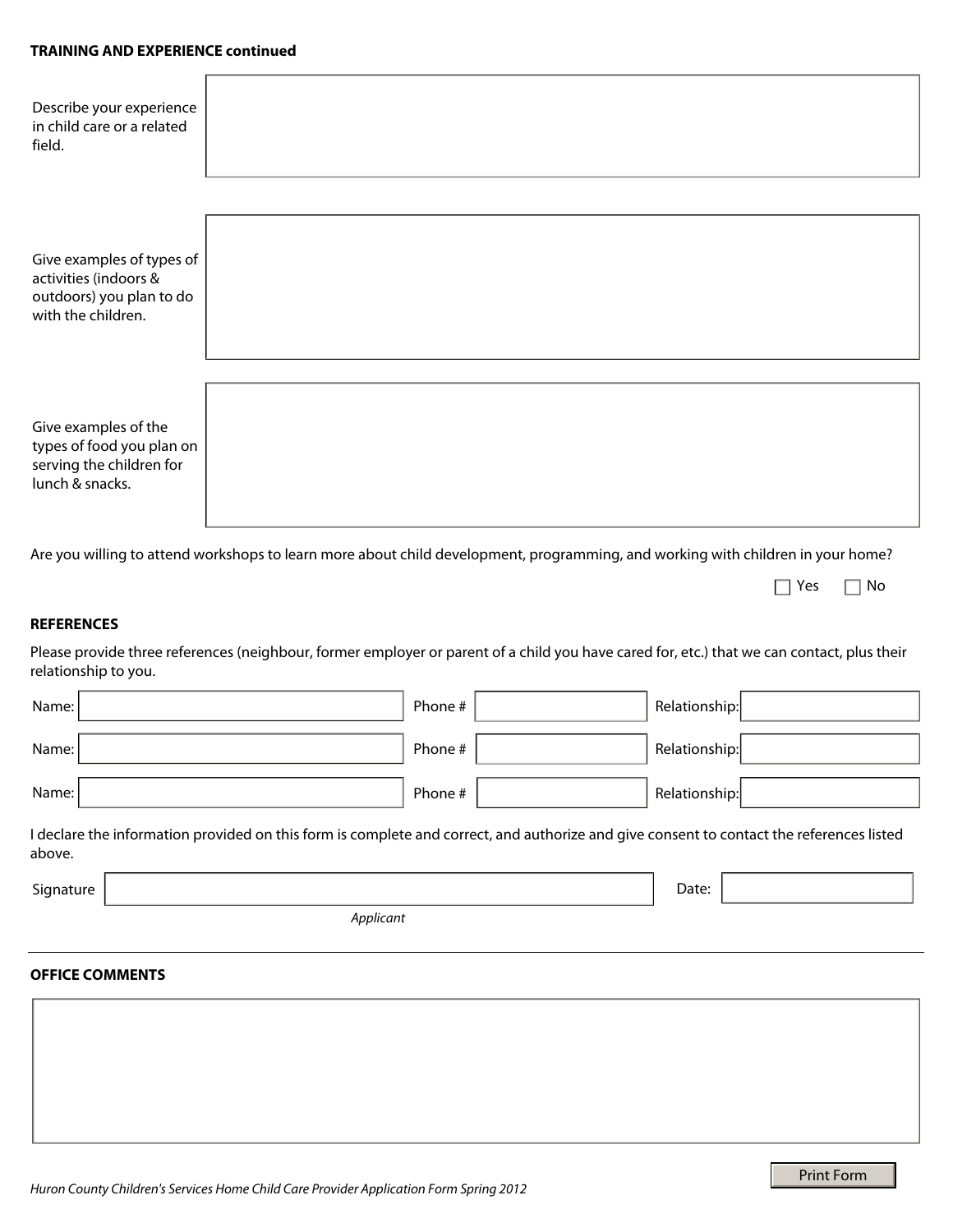**TRAINING AND EXPERIENCE continued**

Describe your experience in child care or a related field.

Give examples of types of activities (indoors & outdoors) you plan to do with the children.

Give examples of the types of food you plan on serving the children for lunch & snacks.

Are you willing to attend workshops to learn more about child development, programming, and working with children in your home?

☐ Yes ☐ No

**REFERENCES**

Please provide three references (neighbour, former employer or parent of a child you have cared for, etc.) that we can contact, plus their relationship to you.

| Name: | Phone # | Relationship: |
|---|---|---|
| | | |
| | | |
| | | |

I declare the information provided on this form is complete and correct, and authorize and give consent to contact the references listed above.

Signature: \_\_\_\_\_\_\_\_\_\_\_\_\_\_\_\_\_\_\_\_ Date: \_\_\_\_\_\_\_\_\_\_

*Applicant*

---

**OFFICE COMMENTS**

Print Form

*Huron County Children's Services Home Child Care Provider Application Form Spring 2012*